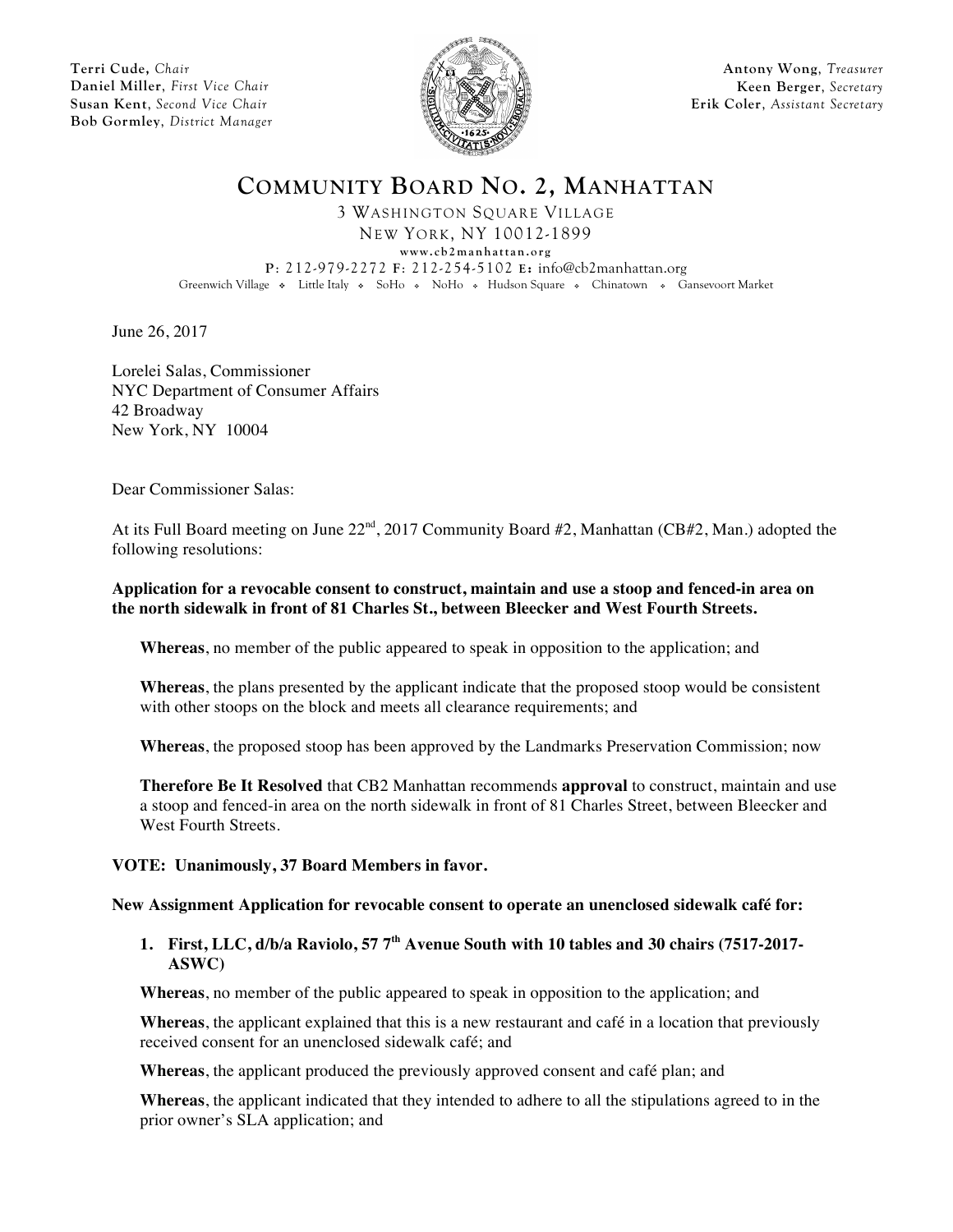**Terri Cude**, *Chair*
**Daniel Miller**, *First Vice Chair*
**Susan Kent**, *Second Vice Chair*
**Bob Gormley**, *District Manager*

**Antony Wong**, *Treasurer*
**Keen Berger**, *Secretary*
**Erik Coler**, *Assistant Secretary*

# COMMUNITY BOARD NO. 2, MANHATTAN

3 WASHINGTON SQUARE VILLAGE
NEW YORK, NY 10012-1899
www.cb2manhattan.org
P: 212-979-2272 F: 212-254-5102 E: info@cb2manhattan.org
Greenwich Village ❖ Little Italy ❖ SoHo ❖ NoHo ❖ Hudson Square ❖ Chinatown ❖ Gansevoort Market

June 26, 2017

Lorelei Salas, Commissioner
NYC Department of Consumer Affairs
42 Broadway
New York, NY 10004

Dear Commissioner Salas:

At its Full Board meeting on June 22nd, 2017 Community Board #2, Manhattan (CB#2, Man.) adopted the following resolutions:

**Application for a revocable consent to construct, maintain and use a stoop and fenced-in area on the north sidewalk in front of 81 Charles St., between Bleecker and West Fourth Streets.**

**Whereas**, no member of the public appeared to speak in opposition to the application; and

**Whereas**, the plans presented by the applicant indicate that the proposed stoop would be consistent with other stoops on the block and meets all clearance requirements; and

**Whereas**, the proposed stoop has been approved by the Landmarks Preservation Commission; now

**Therefore Be It Resolved** that CB2 Manhattan recommends **approval** to construct, maintain and use a stoop and fenced-in area on the north sidewalk in front of 81 Charles Street, between Bleecker and West Fourth Streets.

**VOTE: Unanimously, 37 Board Members in favor.**

**New Assignment Application for revocable consent to operate an unenclosed sidewalk café for:**

1. **First, LLC, d/b/a Raviolo, 57 7th Avenue South with 10 tables and 30 chairs (7517-2017-ASWC)**

**Whereas**, no member of the public appeared to speak in opposition to the application; and

**Whereas**, the applicant explained that this is a new restaurant and café in a location that previously received consent for an unenclosed sidewalk café; and

**Whereas**, the applicant produced the previously approved consent and café plan; and

**Whereas**, the applicant indicated that they intended to adhere to all the stipulations agreed to in the prior owner's SLA application; and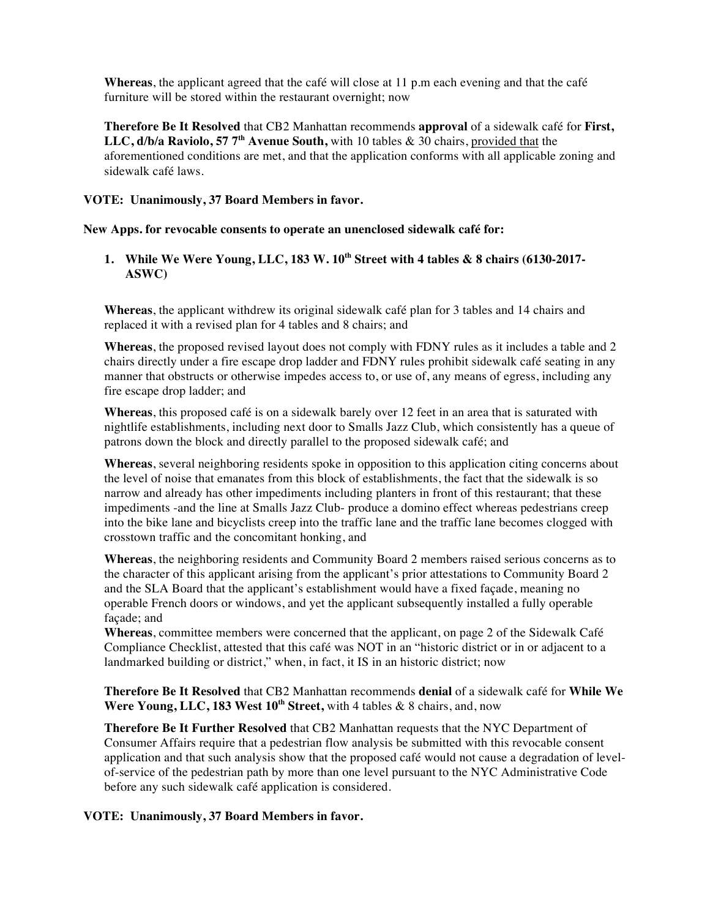**Whereas**, the applicant agreed that the café will close at 11 p.m each evening and that the café furniture will be stored within the restaurant overnight; now

**Therefore Be It Resolved** that CB2 Manhattan recommends **approval** of a sidewalk café for **First, LLC, d/b/a Raviolo, 57 7th Avenue South,** with 10 tables & 30 chairs, <u>provided that</u> the aforementioned conditions are met, and that the application conforms with all applicable zoning and sidewalk café laws.

**VOTE: Unanimously, 37 Board Members in favor.**

**New Apps. for revocable consents to operate an unenclosed sidewalk café for:**

1. **While We Were Young, LLC, 183 W. 10th Street with 4 tables & 8 chairs (6130-2017-ASWC)**

**Whereas**, the applicant withdrew its original sidewalk café plan for 3 tables and 14 chairs and replaced it with a revised plan for 4 tables and 8 chairs; and

**Whereas**, the proposed revised layout does not comply with FDNY rules as it includes a table and 2 chairs directly under a fire escape drop ladder and FDNY rules prohibit sidewalk café seating in any manner that obstructs or otherwise impedes access to, or use of, any means of egress, including any fire escape drop ladder; and

**Whereas**, this proposed café is on a sidewalk barely over 12 feet in an area that is saturated with nightlife establishments, including next door to Smalls Jazz Club, which consistently has a queue of patrons down the block and directly parallel to the proposed sidewalk café; and

**Whereas**, several neighboring residents spoke in opposition to this application citing concerns about the level of noise that emanates from this block of establishments, the fact that the sidewalk is so narrow and already has other impediments including planters in front of this restaurant; that these impediments -and the line at Smalls Jazz Club- produce a domino effect whereas pedestrians creep into the bike lane and bicyclists creep into the traffic lane and the traffic lane becomes clogged with crosstown traffic and the concomitant honking, and

**Whereas**, the neighboring residents and Community Board 2 members raised serious concerns as to the character of this applicant arising from the applicant's prior attestations to Community Board 2 and the SLA Board that the applicant's establishment would have a fixed façade, meaning no operable French doors or windows, and yet the applicant subsequently installed a fully operable façade; and

**Whereas**, committee members were concerned that the applicant, on page 2 of the Sidewalk Café Compliance Checklist, attested that this café was NOT in an "historic district or in or adjacent to a landmarked building or district," when, in fact, it IS in an historic district; now

**Therefore Be It Resolved** that CB2 Manhattan recommends **denial** of a sidewalk café for **While We Were Young, LLC, 183 West 10th Street,** with 4 tables & 8 chairs, and, now

**Therefore Be It Further Resolved** that CB2 Manhattan requests that the NYC Department of Consumer Affairs require that a pedestrian flow analysis be submitted with this revocable consent application and that such analysis show that the proposed café would not cause a degradation of level-of-service of the pedestrian path by more than one level pursuant to the NYC Administrative Code before any such sidewalk café application is considered.

**VOTE: Unanimously, 37 Board Members in favor.**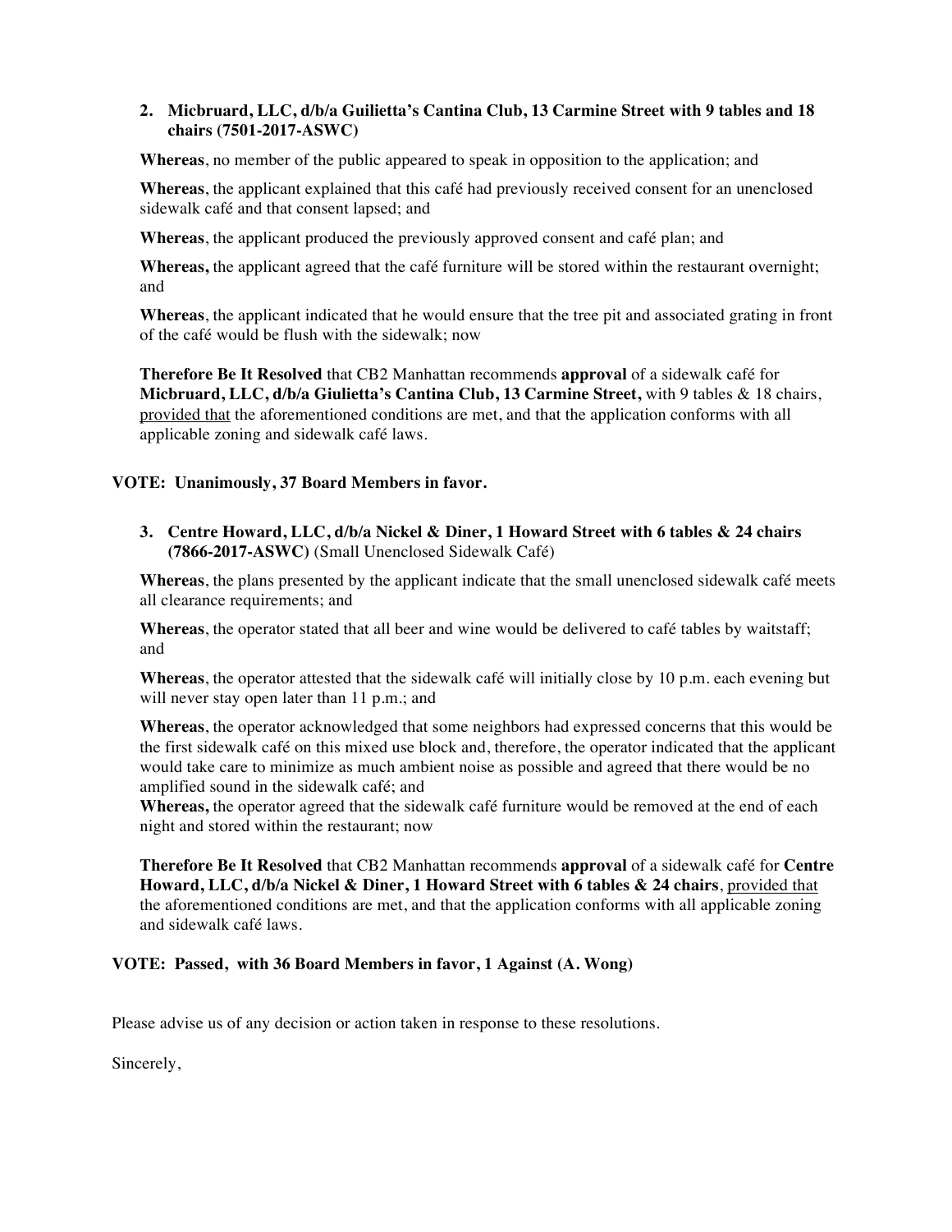2. **Micbruard, LLC, d/b/a Guilietta's Cantina Club, 13 Carmine Street with 9 tables and 18 chairs (7501-2017-ASWC)**

   **Whereas**, no member of the public appeared to speak in opposition to the application; and

   **Whereas**, the applicant explained that this café had previously received consent for an unenclosed sidewalk café and that consent lapsed; and

   **Whereas**, the applicant produced the previously approved consent and café plan; and

   **Whereas,** the applicant agreed that the café furniture will be stored within the restaurant overnight; and

   **Whereas**, the applicant indicated that he would ensure that the tree pit and associated grating in front of the café would be flush with the sidewalk; now

   **Therefore Be It Resolved** that CB2 Manhattan recommends **approval** of a sidewalk café for **Micbruard, LLC, d/b/a Giulietta's Cantina Club, 13 Carmine Street,** with 9 tables & 18 chairs, provided that the aforementioned conditions are met, and that the application conforms with all applicable zoning and sidewalk café laws.

**VOTE: Unanimously, 37 Board Members in favor.**

3. **Centre Howard, LLC, d/b/a Nickel & Diner, 1 Howard Street with 6 tables & 24 chairs (7866-2017-ASWC)** (Small Unenclosed Sidewalk Café)

   **Whereas**, the plans presented by the applicant indicate that the small unenclosed sidewalk café meets all clearance requirements; and

   **Whereas**, the operator stated that all beer and wine would be delivered to café tables by waitstaff; and

   **Whereas**, the operator attested that the sidewalk café will initially close by 10 p.m. each evening but will never stay open later than 11 p.m.; and

   **Whereas**, the operator acknowledged that some neighbors had expressed concerns that this would be the first sidewalk café on this mixed use block and, therefore, the operator indicated that the applicant would take care to minimize as much ambient noise as possible and agreed that there would be no amplified sound in the sidewalk café; and

   **Whereas,** the operator agreed that the sidewalk café furniture would be removed at the end of each night and stored within the restaurant; now

   **Therefore Be It Resolved** that CB2 Manhattan recommends **approval** of a sidewalk café for **Centre Howard, LLC, d/b/a Nickel & Diner, 1 Howard Street with 6 tables & 24 chairs**, provided that the aforementioned conditions are met, and that the application conforms with all applicable zoning and sidewalk café laws.

**VOTE: Passed, with 36 Board Members in favor, 1 Against (A. Wong)**

Please advise us of any decision or action taken in response to these resolutions.

Sincerely,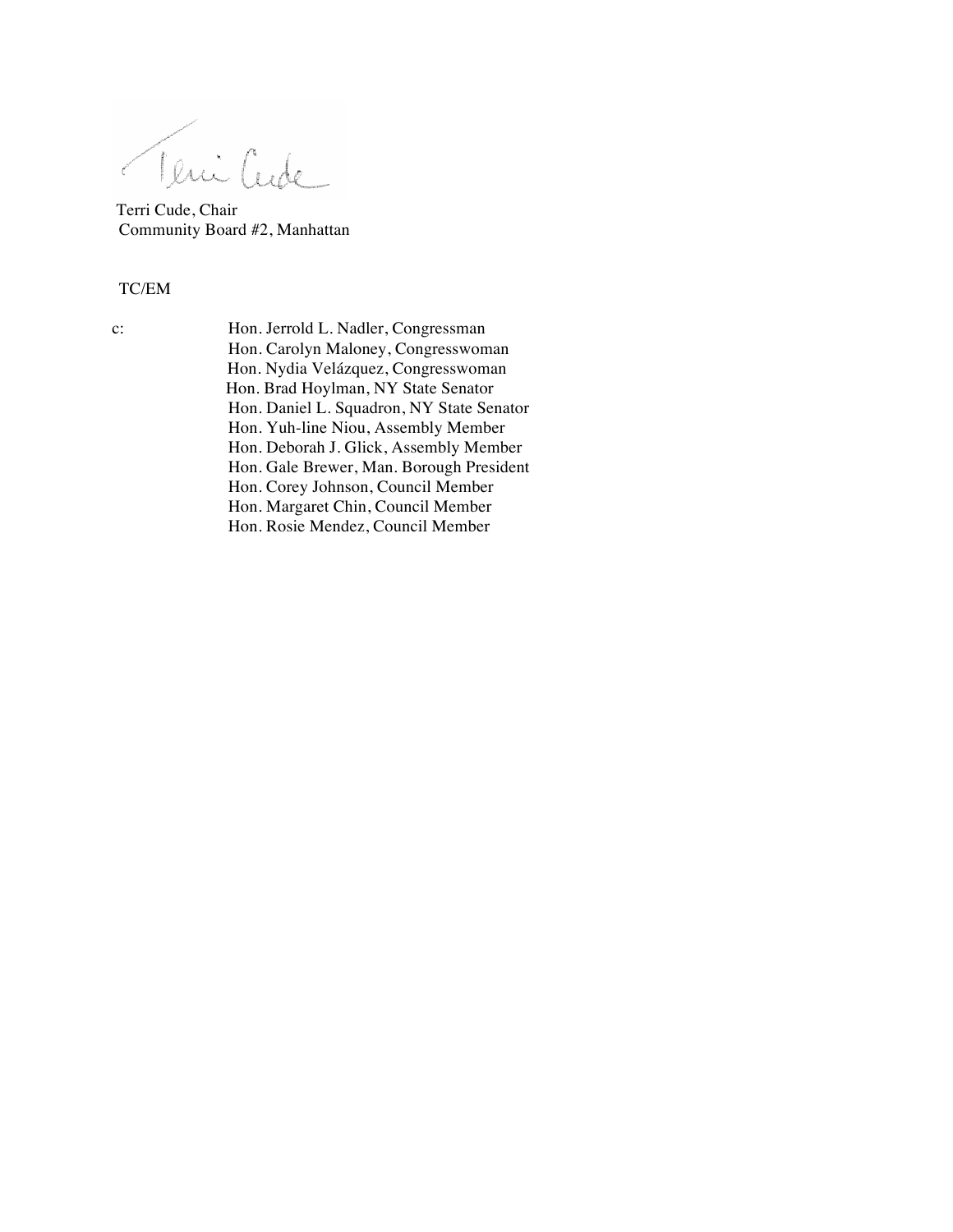Terri Cude, Chair
Community Board #2, Manhattan

TC/EM

c: Hon. Jerrold L. Nadler, Congressman
Hon. Carolyn Maloney, Congresswoman
Hon. Nydia Velázquez, Congresswoman
Hon. Brad Hoylman, NY State Senator
Hon. Daniel L. Squadron, NY State Senator
Hon. Yuh-line Niou, Assembly Member
Hon. Deborah J. Glick, Assembly Member
Hon. Gale Brewer, Man. Borough President
Hon. Corey Johnson, Council Member
Hon. Margaret Chin, Council Member
Hon. Rosie Mendez, Council Member